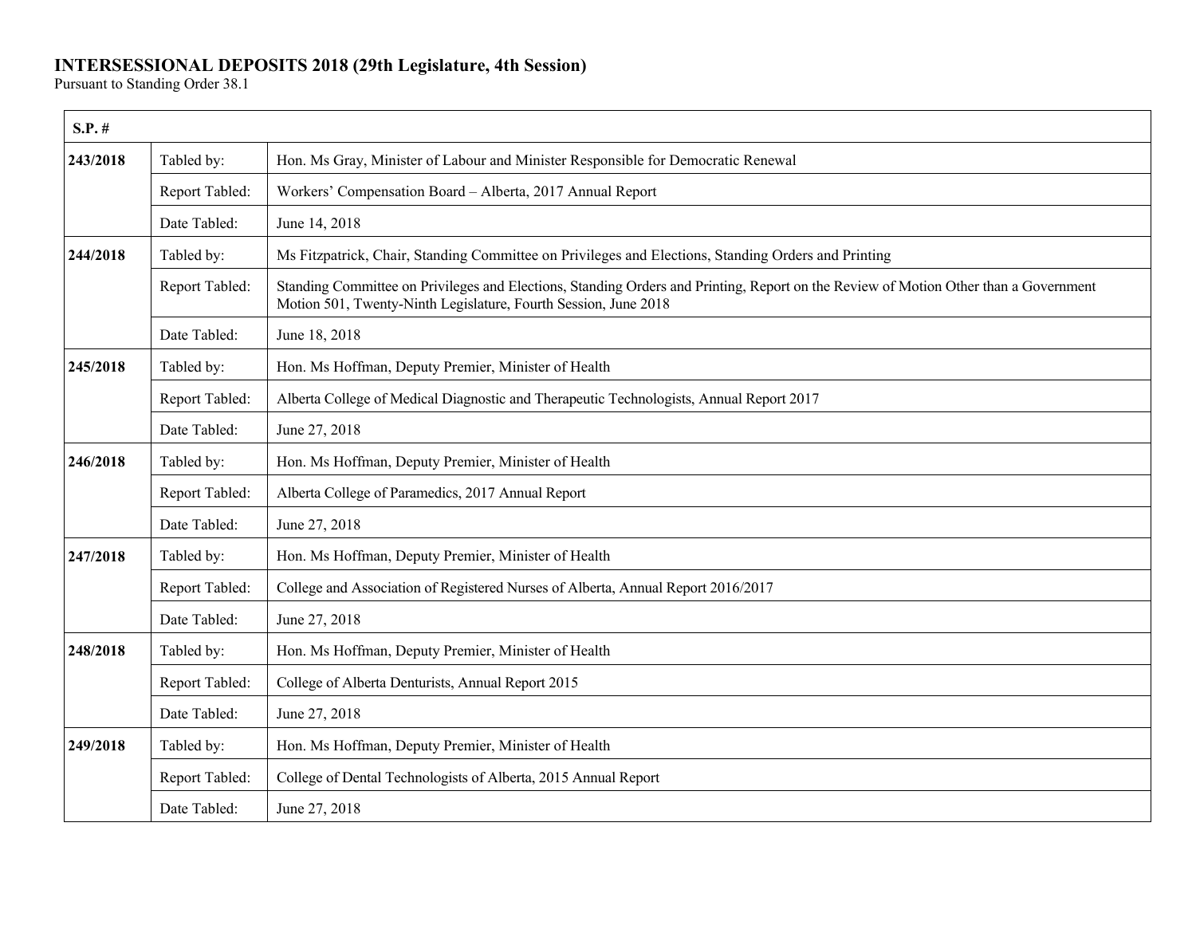# INTERSESSIONAL DEPOSITS 2018 (29th Legislature, 4th Session)

Pursuant to Standing Order 38.1

| **S.P. #** | | |
|---|---|---|
| **243/2018** | Tabled by: | Hon. Ms Gray, Minister of Labour and Minister Responsible for Democratic Renewal |
| | Report Tabled: | Workers' Compensation Board – Alberta, 2017 Annual Report |
| | Date Tabled: | June 14, 2018 |
| **244/2018** | Tabled by: | Ms Fitzpatrick, Chair, Standing Committee on Privileges and Elections, Standing Orders and Printing |
| | Report Tabled: | Standing Committee on Privileges and Elections, Standing Orders and Printing, Report on the Review of Motion Other than a Government Motion 501, Twenty-Ninth Legislature, Fourth Session, June 2018 |
| | Date Tabled: | June 18, 2018 |
| **245/2018** | Tabled by: | Hon. Ms Hoffman, Deputy Premier, Minister of Health |
| | Report Tabled: | Alberta College of Medical Diagnostic and Therapeutic Technologists, Annual Report 2017 |
| | Date Tabled: | June 27, 2018 |
| **246/2018** | Tabled by: | Hon. Ms Hoffman, Deputy Premier, Minister of Health |
| | Report Tabled: | Alberta College of Paramedics, 2017 Annual Report |
| | Date Tabled: | June 27, 2018 |
| **247/2018** | Tabled by: | Hon. Ms Hoffman, Deputy Premier, Minister of Health |
| | Report Tabled: | College and Association of Registered Nurses of Alberta, Annual Report 2016/2017 |
| | Date Tabled: | June 27, 2018 |
| **248/2018** | Tabled by: | Hon. Ms Hoffman, Deputy Premier, Minister of Health |
| | Report Tabled: | College of Alberta Denturists, Annual Report 2015 |
| | Date Tabled: | June 27, 2018 |
| **249/2018** | Tabled by: | Hon. Ms Hoffman, Deputy Premier, Minister of Health |
| | Report Tabled: | College of Dental Technologists of Alberta, 2015 Annual Report |
| | Date Tabled: | June 27, 2018 |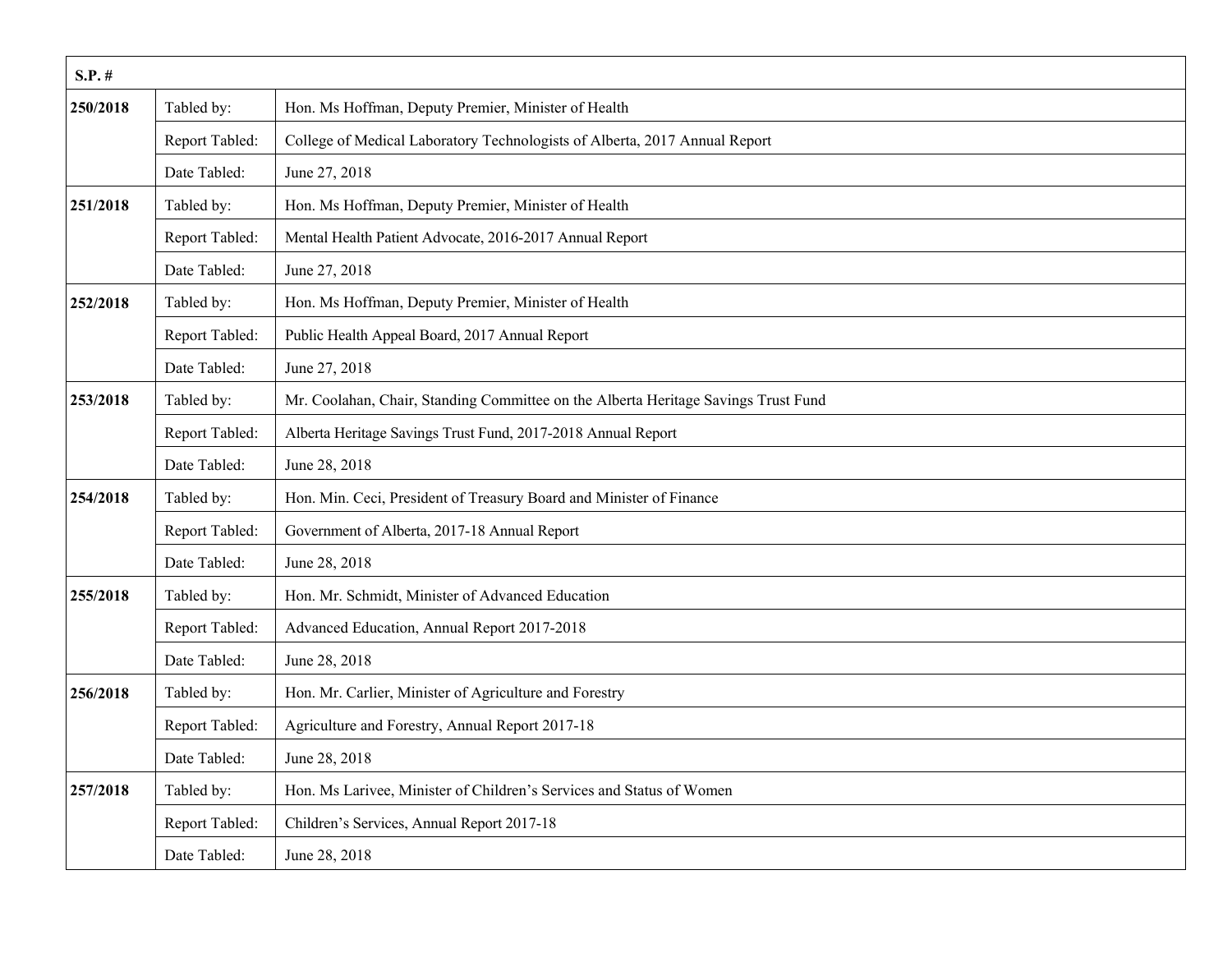| S.P. # | | |
|---|---|---|
| 250/2018 | Tabled by: | Hon. Ms Hoffman, Deputy Premier, Minister of Health |
| | Report Tabled: | College of Medical Laboratory Technologists of Alberta, 2017 Annual Report |
| | Date Tabled: | June 27, 2018 |
| 251/2018 | Tabled by: | Hon. Ms Hoffman, Deputy Premier, Minister of Health |
| | Report Tabled: | Mental Health Patient Advocate, 2016-2017 Annual Report |
| | Date Tabled: | June 27, 2018 |
| 252/2018 | Tabled by: | Hon. Ms Hoffman, Deputy Premier, Minister of Health |
| | Report Tabled: | Public Health Appeal Board, 2017 Annual Report |
| | Date Tabled: | June 27, 2018 |
| 253/2018 | Tabled by: | Mr. Coolahan, Chair, Standing Committee on the Alberta Heritage Savings Trust Fund |
| | Report Tabled: | Alberta Heritage Savings Trust Fund, 2017-2018 Annual Report |
| | Date Tabled: | June 28, 2018 |
| 254/2018 | Tabled by: | Hon. Min. Ceci, President of Treasury Board and Minister of Finance |
| | Report Tabled: | Government of Alberta, 2017-18 Annual Report |
| | Date Tabled: | June 28, 2018 |
| 255/2018 | Tabled by: | Hon. Mr. Schmidt, Minister of Advanced Education |
| | Report Tabled: | Advanced Education, Annual Report 2017-2018 |
| | Date Tabled: | June 28, 2018 |
| 256/2018 | Tabled by: | Hon. Mr. Carlier, Minister of Agriculture and Forestry |
| | Report Tabled: | Agriculture and Forestry, Annual Report 2017-18 |
| | Date Tabled: | June 28, 2018 |
| 257/2018 | Tabled by: | Hon. Ms Larivee, Minister of Children's Services and Status of Women |
| | Report Tabled: | Children's Services, Annual Report 2017-18 |
| | Date Tabled: | June 28, 2018 |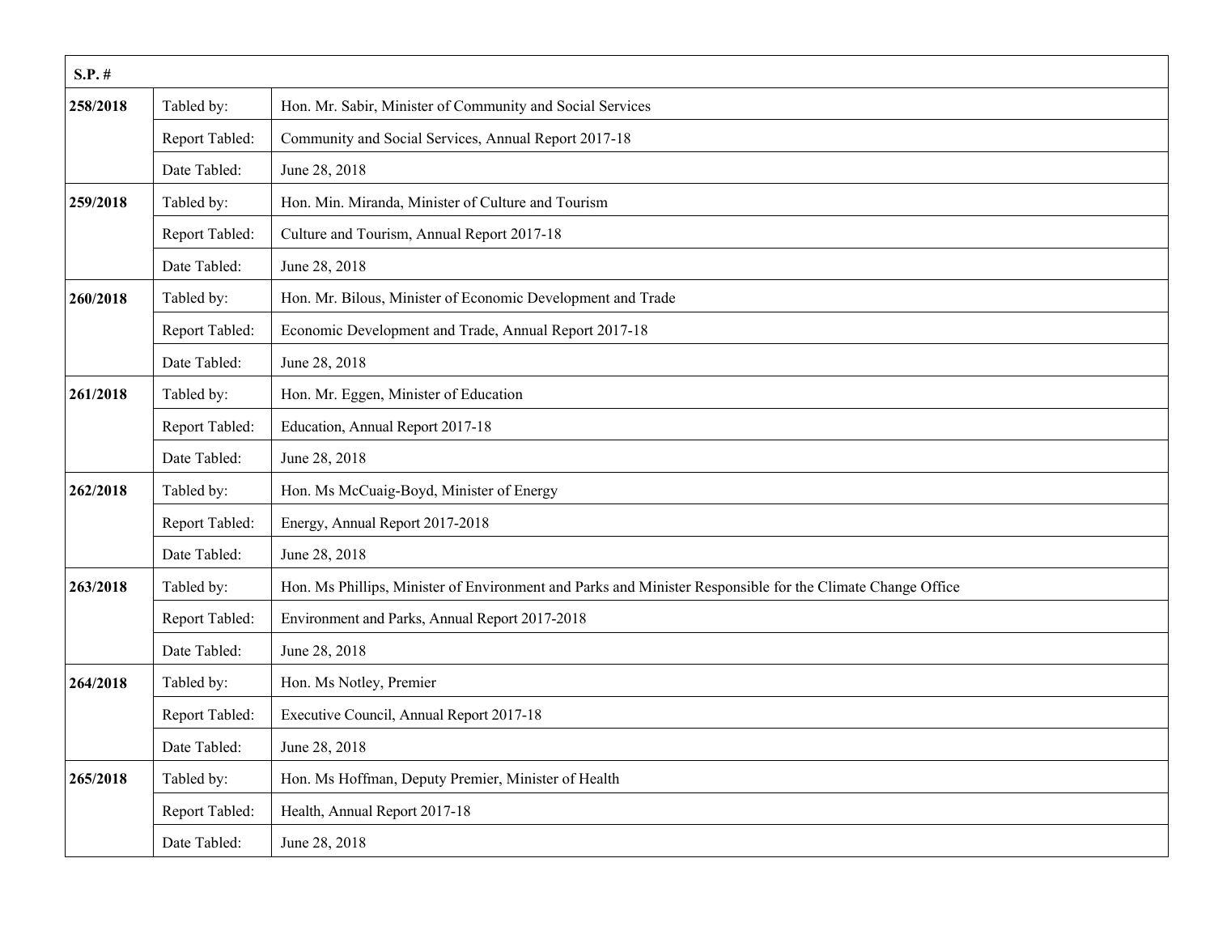| S.P. # | | |
|---|---|---|
| 258/2018 | Tabled by: | Hon. Mr. Sabir, Minister of Community and Social Services |
| | Report Tabled: | Community and Social Services, Annual Report 2017-18 |
| | Date Tabled: | June 28, 2018 |
| 259/2018 | Tabled by: | Hon. Min. Miranda, Minister of Culture and Tourism |
| | Report Tabled: | Culture and Tourism, Annual Report 2017-18 |
| | Date Tabled: | June 28, 2018 |
| 260/2018 | Tabled by: | Hon. Mr. Bilous, Minister of Economic Development and Trade |
| | Report Tabled: | Economic Development and Trade, Annual Report 2017-18 |
| | Date Tabled: | June 28, 2018 |
| 261/2018 | Tabled by: | Hon. Mr. Eggen, Minister of Education |
| | Report Tabled: | Education, Annual Report 2017-18 |
| | Date Tabled: | June 28, 2018 |
| 262/2018 | Tabled by: | Hon. Ms McCuaig-Boyd, Minister of Energy |
| | Report Tabled: | Energy, Annual Report 2017-2018 |
| | Date Tabled: | June 28, 2018 |
| 263/2018 | Tabled by: | Hon. Ms Phillips, Minister of Environment and Parks and Minister Responsible for the Climate Change Office |
| | Report Tabled: | Environment and Parks, Annual Report 2017-2018 |
| | Date Tabled: | June 28, 2018 |
| 264/2018 | Tabled by: | Hon. Ms Notley, Premier |
| | Report Tabled: | Executive Council, Annual Report 2017-18 |
| | Date Tabled: | June 28, 2018 |
| 265/2018 | Tabled by: | Hon. Ms Hoffman, Deputy Premier, Minister of Health |
| | Report Tabled: | Health, Annual Report 2017-18 |
| | Date Tabled: | June 28, 2018 |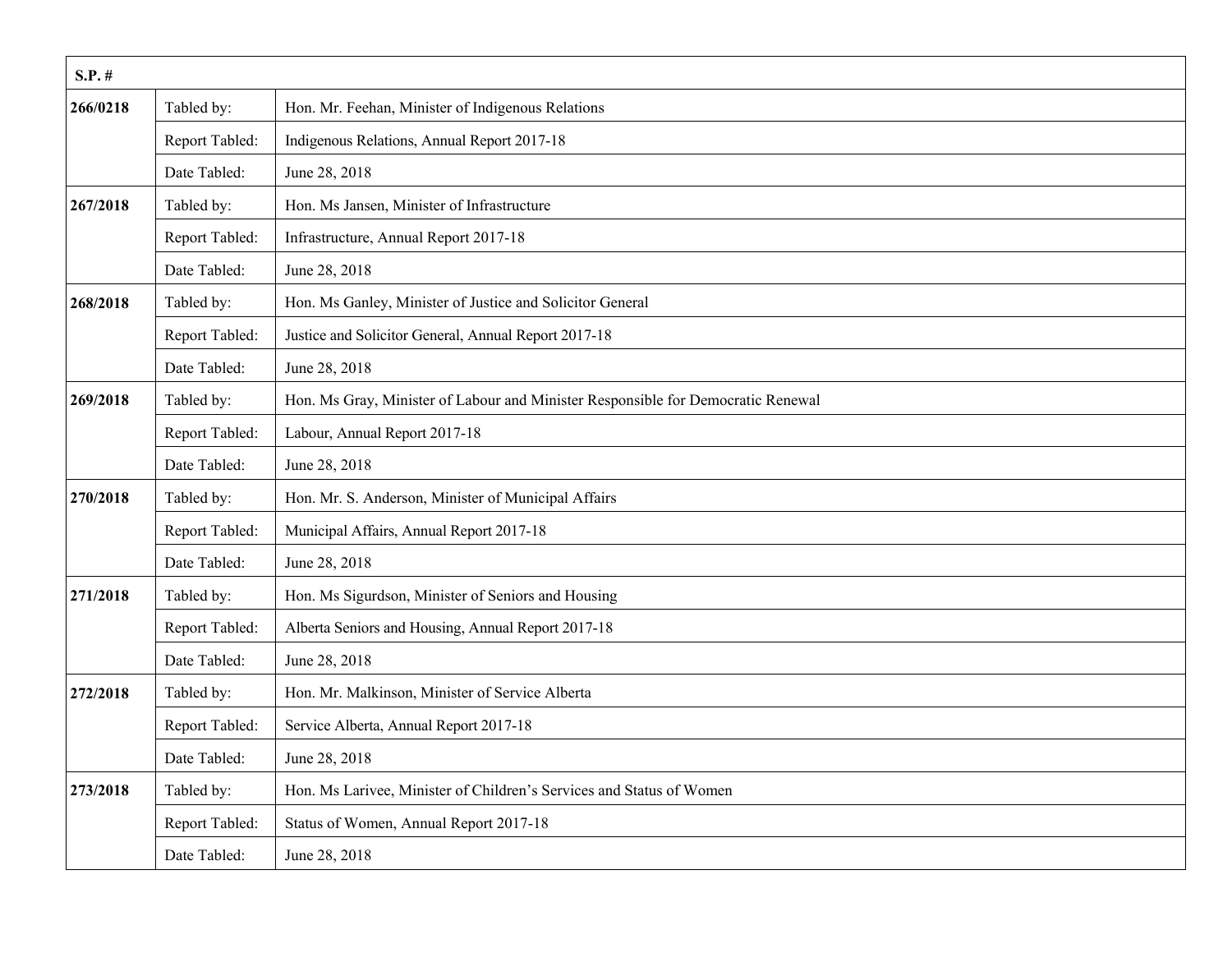| S.P. # | | |
|---|---|---|
| 266/0218 | Tabled by: | Hon. Mr. Feehan, Minister of Indigenous Relations |
| | Report Tabled: | Indigenous Relations, Annual Report 2017-18 |
| | Date Tabled: | June 28, 2018 |
| 267/2018 | Tabled by: | Hon. Ms Jansen, Minister of Infrastructure |
| | Report Tabled: | Infrastructure, Annual Report 2017-18 |
| | Date Tabled: | June 28, 2018 |
| 268/2018 | Tabled by: | Hon. Ms Ganley, Minister of Justice and Solicitor General |
| | Report Tabled: | Justice and Solicitor General, Annual Report 2017-18 |
| | Date Tabled: | June 28, 2018 |
| 269/2018 | Tabled by: | Hon. Ms Gray, Minister of Labour and Minister Responsible for Democratic Renewal |
| | Report Tabled: | Labour, Annual Report 2017-18 |
| | Date Tabled: | June 28, 2018 |
| 270/2018 | Tabled by: | Hon. Mr. S. Anderson, Minister of Municipal Affairs |
| | Report Tabled: | Municipal Affairs, Annual Report 2017-18 |
| | Date Tabled: | June 28, 2018 |
| 271/2018 | Tabled by: | Hon. Ms Sigurdson, Minister of Seniors and Housing |
| | Report Tabled: | Alberta Seniors and Housing, Annual Report 2017-18 |
| | Date Tabled: | June 28, 2018 |
| 272/2018 | Tabled by: | Hon. Mr. Malkinson, Minister of Service Alberta |
| | Report Tabled: | Service Alberta, Annual Report 2017-18 |
| | Date Tabled: | June 28, 2018 |
| 273/2018 | Tabled by: | Hon. Ms Larivee, Minister of Children's Services and Status of Women |
| | Report Tabled: | Status of Women, Annual Report 2017-18 |
| | Date Tabled: | June 28, 2018 |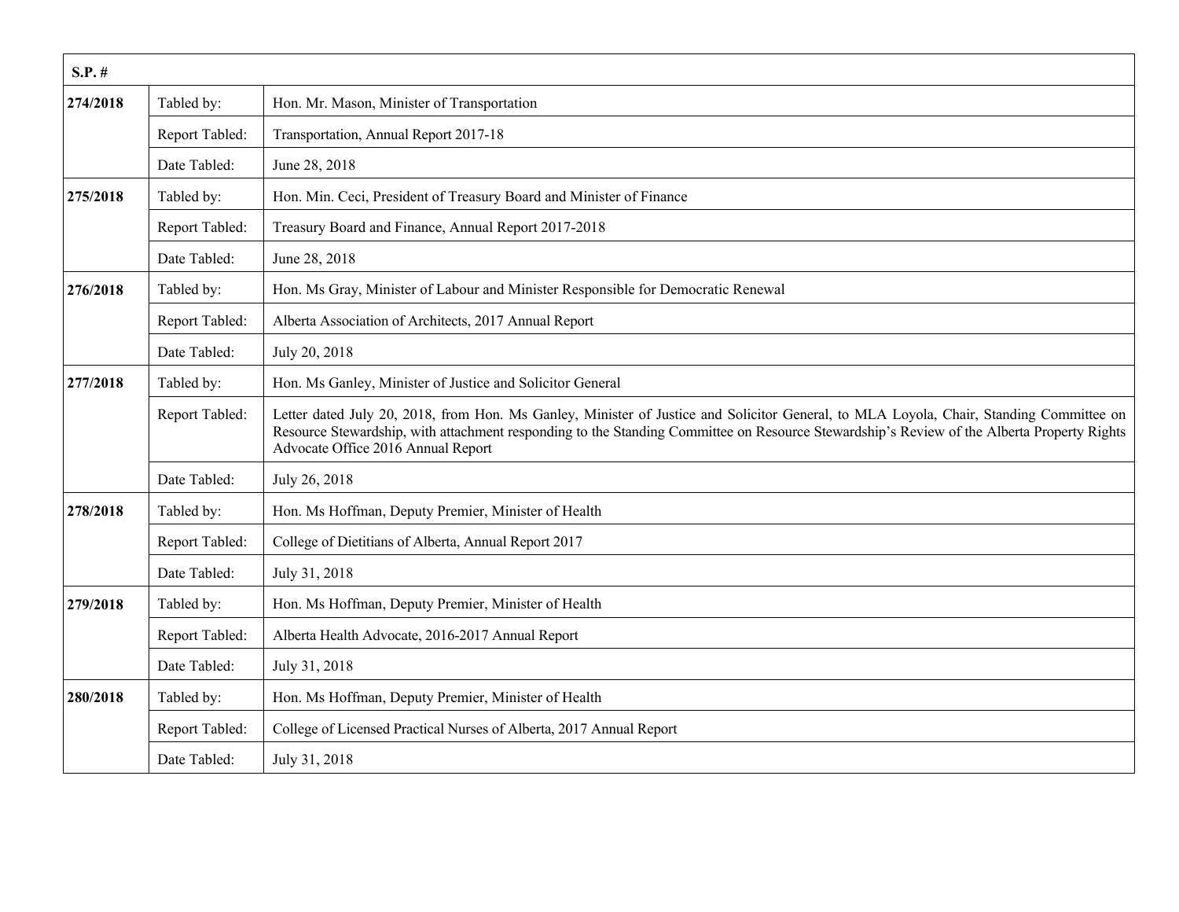| S.P. # | | |
|---|---|---|
| **274/2018** | Tabled by: | Hon. Mr. Mason, Minister of Transportation |
| | Report Tabled: | Transportation, Annual Report 2017-18 |
| | Date Tabled: | June 28, 2018 |
| **275/2018** | Tabled by: | Hon. Min. Ceci, President of Treasury Board and Minister of Finance |
| | Report Tabled: | Treasury Board and Finance, Annual Report 2017-2018 |
| | Date Tabled: | June 28, 2018 |
| **276/2018** | Tabled by: | Hon. Ms Gray, Minister of Labour and Minister Responsible for Democratic Renewal |
| | Report Tabled: | Alberta Association of Architects, 2017 Annual Report |
| | Date Tabled: | July 20, 2018 |
| **277/2018** | Tabled by: | Hon. Ms Ganley, Minister of Justice and Solicitor General |
| | Report Tabled: | Letter dated July 20, 2018, from Hon. Ms Ganley, Minister of Justice and Solicitor General, to MLA Loyola, Chair, Standing Committee on Resource Stewardship, with attachment responding to the Standing Committee on Resource Stewardship's Review of the Alberta Property Rights Advocate Office 2016 Annual Report |
| | Date Tabled: | July 26, 2018 |
| **278/2018** | Tabled by: | Hon. Ms Hoffman, Deputy Premier, Minister of Health |
| | Report Tabled: | College of Dietitians of Alberta, Annual Report 2017 |
| | Date Tabled: | July 31, 2018 |
| **279/2018** | Tabled by: | Hon. Ms Hoffman, Deputy Premier, Minister of Health |
| | Report Tabled: | Alberta Health Advocate, 2016-2017 Annual Report |
| | Date Tabled: | July 31, 2018 |
| **280/2018** | Tabled by: | Hon. Ms Hoffman, Deputy Premier, Minister of Health |
| | Report Tabled: | College of Licensed Practical Nurses of Alberta, 2017 Annual Report |
| | Date Tabled: | July 31, 2018 |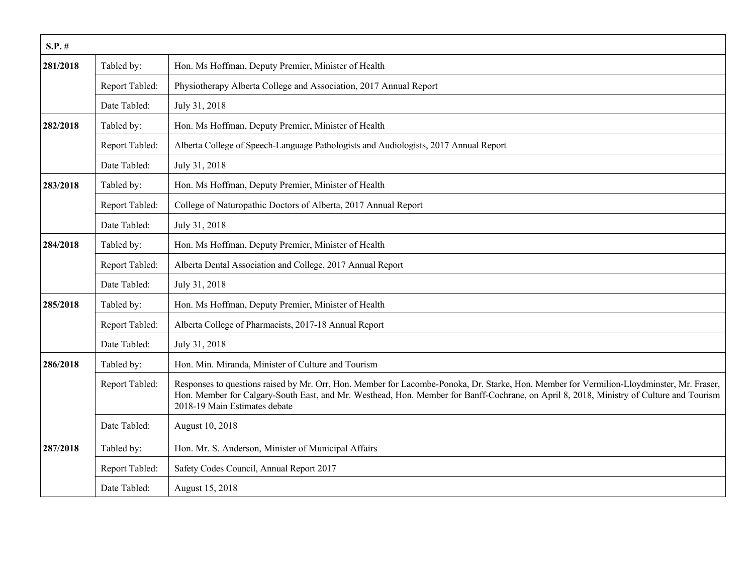| S.P. # | | |
|---|---|---|
| **281/2018** | Tabled by: | Hon. Ms Hoffman, Deputy Premier, Minister of Health |
| | Report Tabled: | Physiotherapy Alberta College and Association, 2017 Annual Report |
| | Date Tabled: | July 31, 2018 |
| **282/2018** | Tabled by: | Hon. Ms Hoffman, Deputy Premier, Minister of Health |
| | Report Tabled: | Alberta College of Speech-Language Pathologists and Audiologists, 2017 Annual Report |
| | Date Tabled: | July 31, 2018 |
| **283/2018** | Tabled by: | Hon. Ms Hoffman, Deputy Premier, Minister of Health |
| | Report Tabled: | College of Naturopathic Doctors of Alberta, 2017 Annual Report |
| | Date Tabled: | July 31, 2018 |
| **284/2018** | Tabled by: | Hon. Ms Hoffman, Deputy Premier, Minister of Health |
| | Report Tabled: | Alberta Dental Association and College, 2017 Annual Report |
| | Date Tabled: | July 31, 2018 |
| **285/2018** | Tabled by: | Hon. Ms Hoffman, Deputy Premier, Minister of Health |
| | Report Tabled: | Alberta College of Pharmacists, 2017-18 Annual Report |
| | Date Tabled: | July 31, 2018 |
| **286/2018** | Tabled by: | Hon. Min. Miranda, Minister of Culture and Tourism |
| | Report Tabled: | Responses to questions raised by Mr. Orr, Hon. Member for Lacombe-Ponoka, Dr. Starke, Hon. Member for Vermilion-Lloydminster, Mr. Fraser, Hon. Member for Calgary-South East, and Mr. Westhead, Hon. Member for Banff-Cochrane, on April 8, 2018, Ministry of Culture and Tourism 2018-19 Main Estimates debate |
| | Date Tabled: | August 10, 2018 |
| **287/2018** | Tabled by: | Hon. Mr. S. Anderson, Minister of Municipal Affairs |
| | Report Tabled: | Safety Codes Council, Annual Report 2017 |
| | Date Tabled: | August 15, 2018 |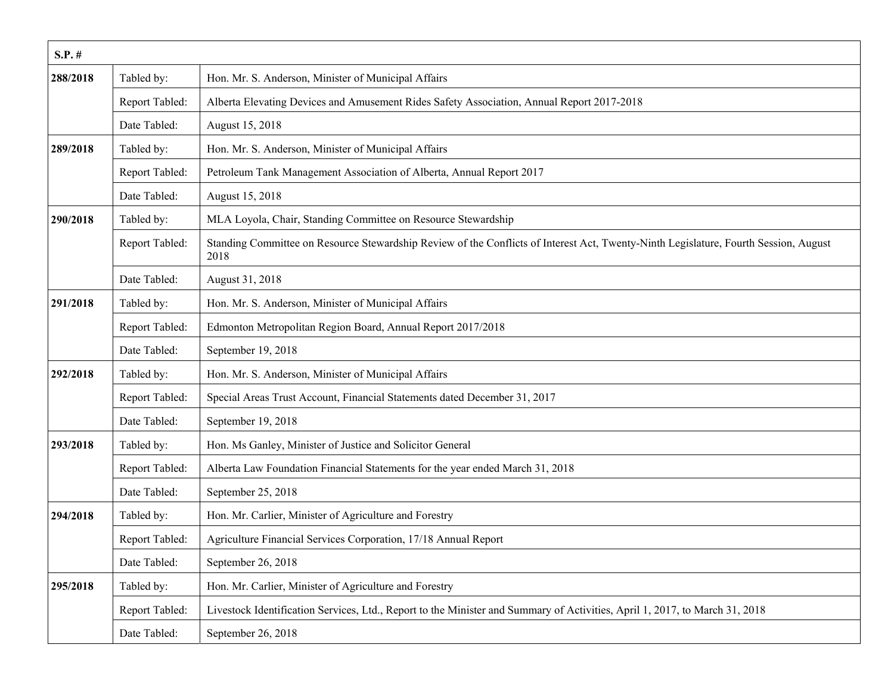| S.P. # | | |
|---|---|---|
| **288/2018** | Tabled by: | Hon. Mr. S. Anderson, Minister of Municipal Affairs |
| | Report Tabled: | Alberta Elevating Devices and Amusement Rides Safety Association, Annual Report 2017-2018 |
| | Date Tabled: | August 15, 2018 |
| **289/2018** | Tabled by: | Hon. Mr. S. Anderson, Minister of Municipal Affairs |
| | Report Tabled: | Petroleum Tank Management Association of Alberta, Annual Report 2017 |
| | Date Tabled: | August 15, 2018 |
| **290/2018** | Tabled by: | MLA Loyola, Chair, Standing Committee on Resource Stewardship |
| | Report Tabled: | Standing Committee on Resource Stewardship Review of the Conflicts of Interest Act, Twenty-Ninth Legislature, Fourth Session, August 2018 |
| | Date Tabled: | August 31, 2018 |
| **291/2018** | Tabled by: | Hon. Mr. S. Anderson, Minister of Municipal Affairs |
| | Report Tabled: | Edmonton Metropolitan Region Board, Annual Report 2017/2018 |
| | Date Tabled: | September 19, 2018 |
| **292/2018** | Tabled by: | Hon. Mr. S. Anderson, Minister of Municipal Affairs |
| | Report Tabled: | Special Areas Trust Account, Financial Statements dated December 31, 2017 |
| | Date Tabled: | September 19, 2018 |
| **293/2018** | Tabled by: | Hon. Ms Ganley, Minister of Justice and Solicitor General |
| | Report Tabled: | Alberta Law Foundation Financial Statements for the year ended March 31, 2018 |
| | Date Tabled: | September 25, 2018 |
| **294/2018** | Tabled by: | Hon. Mr. Carlier, Minister of Agriculture and Forestry |
| | Report Tabled: | Agriculture Financial Services Corporation, 17/18 Annual Report |
| | Date Tabled: | September 26, 2018 |
| **295/2018** | Tabled by: | Hon. Mr. Carlier, Minister of Agriculture and Forestry |
| | Report Tabled: | Livestock Identification Services, Ltd., Report to the Minister and Summary of Activities, April 1, 2017, to March 31, 2018 |
| | Date Tabled: | September 26, 2018 |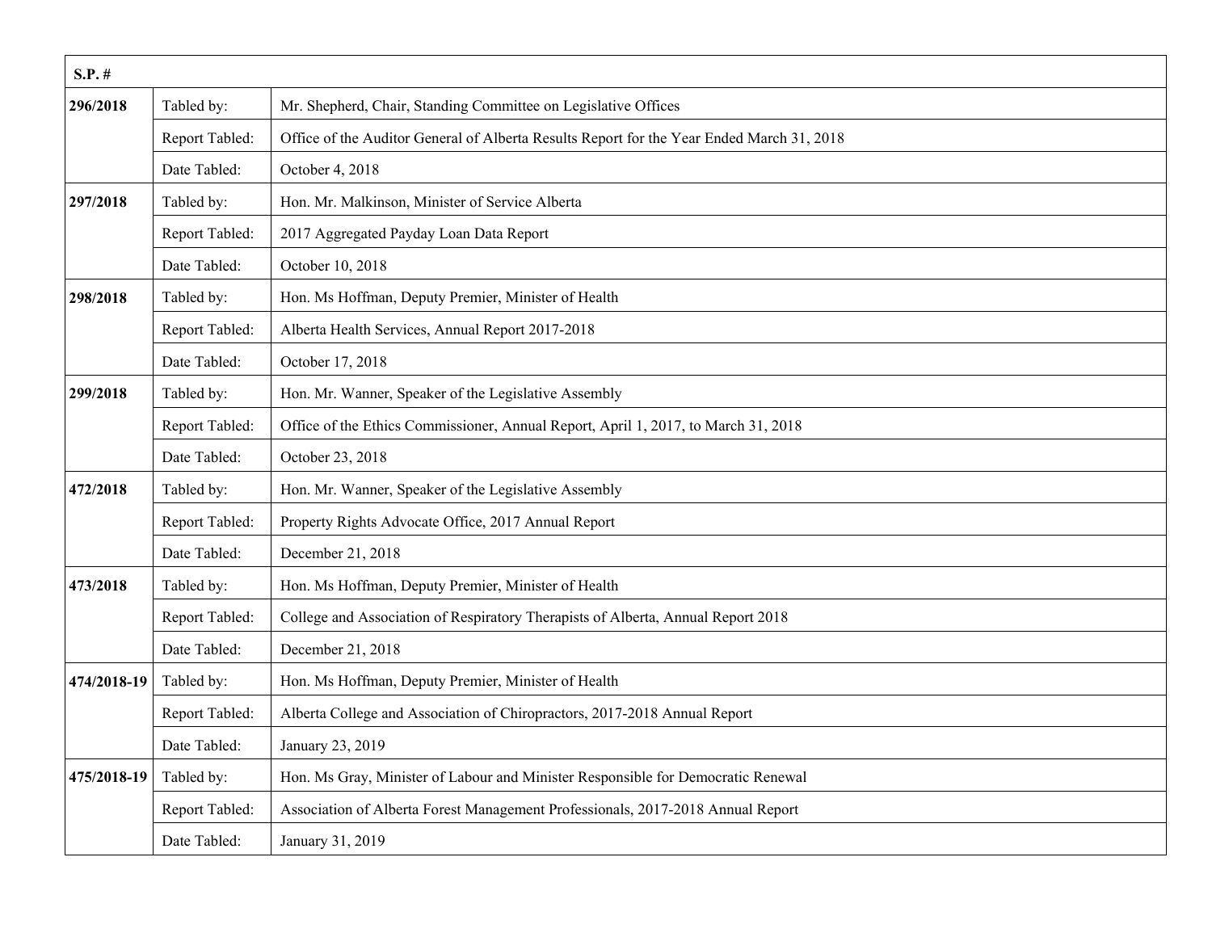| S.P. # | | |
|---|---|---|
| **296/2018** | Tabled by: | Mr. Shepherd, Chair, Standing Committee on Legislative Offices |
| | Report Tabled: | Office of the Auditor General of Alberta Results Report for the Year Ended March 31, 2018 |
| | Date Tabled: | October 4, 2018 |
| **297/2018** | Tabled by: | Hon. Mr. Malkinson, Minister of Service Alberta |
| | Report Tabled: | 2017 Aggregated Payday Loan Data Report |
| | Date Tabled: | October 10, 2018 |
| **298/2018** | Tabled by: | Hon. Ms Hoffman, Deputy Premier, Minister of Health |
| | Report Tabled: | Alberta Health Services, Annual Report 2017-2018 |
| | Date Tabled: | October 17, 2018 |
| **299/2018** | Tabled by: | Hon. Mr. Wanner, Speaker of the Legislative Assembly |
| | Report Tabled: | Office of the Ethics Commissioner, Annual Report, April 1, 2017, to March 31, 2018 |
| | Date Tabled: | October 23, 2018 |
| **472/2018** | Tabled by: | Hon. Mr. Wanner, Speaker of the Legislative Assembly |
| | Report Tabled: | Property Rights Advocate Office, 2017 Annual Report |
| | Date Tabled: | December 21, 2018 |
| **473/2018** | Tabled by: | Hon. Ms Hoffman, Deputy Premier, Minister of Health |
| | Report Tabled: | College and Association of Respiratory Therapists of Alberta, Annual Report 2018 |
| | Date Tabled: | December 21, 2018 |
| **474/2018-19** | Tabled by: | Hon. Ms Hoffman, Deputy Premier, Minister of Health |
| | Report Tabled: | Alberta College and Association of Chiropractors, 2017-2018 Annual Report |
| | Date Tabled: | January 23, 2019 |
| **475/2018-19** | Tabled by: | Hon. Ms Gray, Minister of Labour and Minister Responsible for Democratic Renewal |
| | Report Tabled: | Association of Alberta Forest Management Professionals, 2017-2018 Annual Report |
| | Date Tabled: | January 31, 2019 |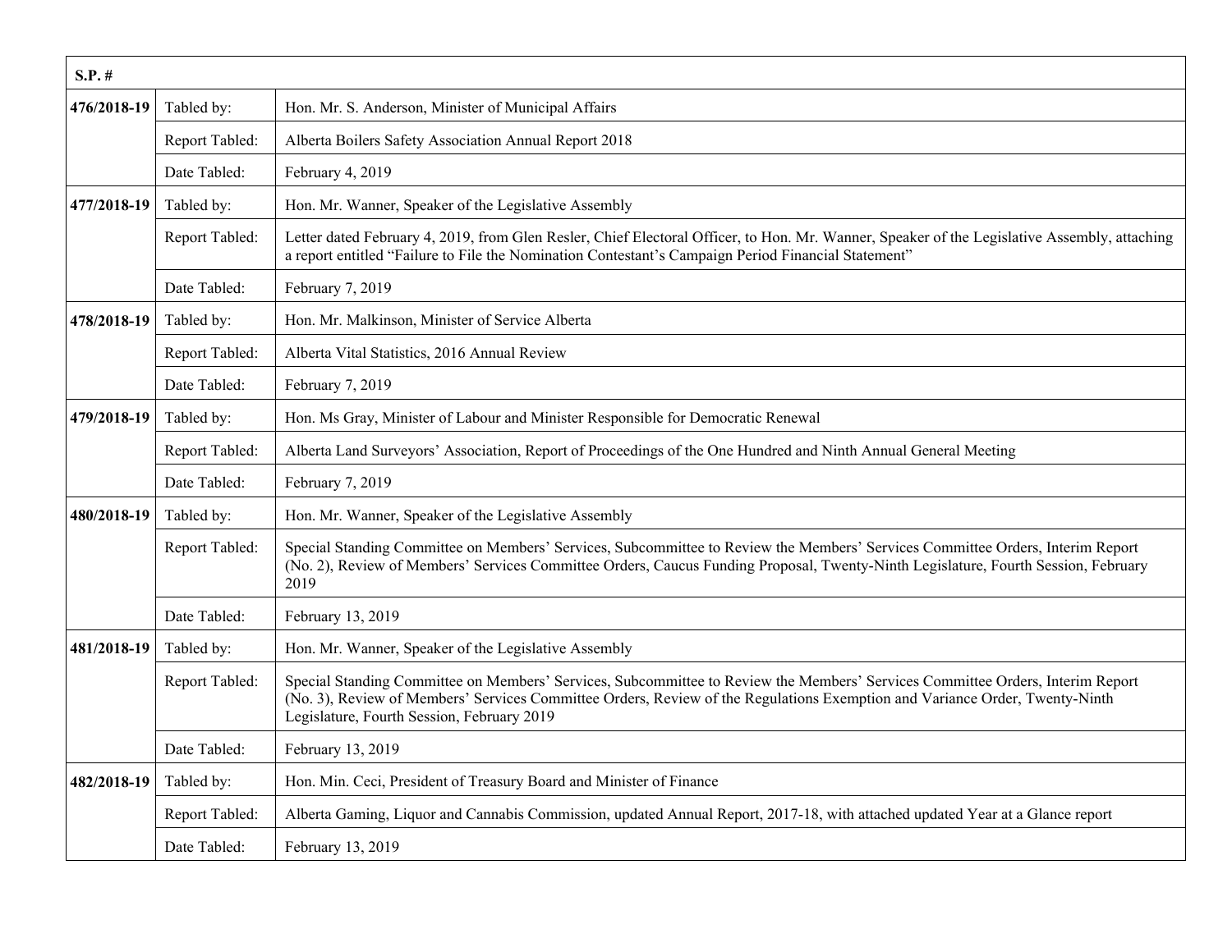| S.P. # | | |
|---|---|---|
| **476/2018-19** | Tabled by: | Hon. Mr. S. Anderson, Minister of Municipal Affairs |
| | Report Tabled: | Alberta Boilers Safety Association Annual Report 2018 |
| | Date Tabled: | February 4, 2019 |
| **477/2018-19** | Tabled by: | Hon. Mr. Wanner, Speaker of the Legislative Assembly |
| | Report Tabled: | Letter dated February 4, 2019, from Glen Resler, Chief Electoral Officer, to Hon. Mr. Wanner, Speaker of the Legislative Assembly, attaching a report entitled "Failure to File the Nomination Contestant's Campaign Period Financial Statement" |
| | Date Tabled: | February 7, 2019 |
| **478/2018-19** | Tabled by: | Hon. Mr. Malkinson, Minister of Service Alberta |
| | Report Tabled: | Alberta Vital Statistics, 2016 Annual Review |
| | Date Tabled: | February 7, 2019 |
| **479/2018-19** | Tabled by: | Hon. Ms Gray, Minister of Labour and Minister Responsible for Democratic Renewal |
| | Report Tabled: | Alberta Land Surveyors' Association, Report of Proceedings of the One Hundred and Ninth Annual General Meeting |
| | Date Tabled: | February 7, 2019 |
| **480/2018-19** | Tabled by: | Hon. Mr. Wanner, Speaker of the Legislative Assembly |
| | Report Tabled: | Special Standing Committee on Members' Services, Subcommittee to Review the Members' Services Committee Orders, Interim Report (No. 2), Review of Members' Services Committee Orders, Caucus Funding Proposal, Twenty-Ninth Legislature, Fourth Session, February 2019 |
| | Date Tabled: | February 13, 2019 |
| **481/2018-19** | Tabled by: | Hon. Mr. Wanner, Speaker of the Legislative Assembly |
| | Report Tabled: | Special Standing Committee on Members' Services, Subcommittee to Review the Members' Services Committee Orders, Interim Report (No. 3), Review of Members' Services Committee Orders, Review of the Regulations Exemption and Variance Order, Twenty-Ninth Legislature, Fourth Session, February 2019 |
| | Date Tabled: | February 13, 2019 |
| **482/2018-19** | Tabled by: | Hon. Min. Ceci, President of Treasury Board and Minister of Finance |
| | Report Tabled: | Alberta Gaming, Liquor and Cannabis Commission, updated Annual Report, 2017-18, with attached updated Year at a Glance report |
| | Date Tabled: | February 13, 2019 |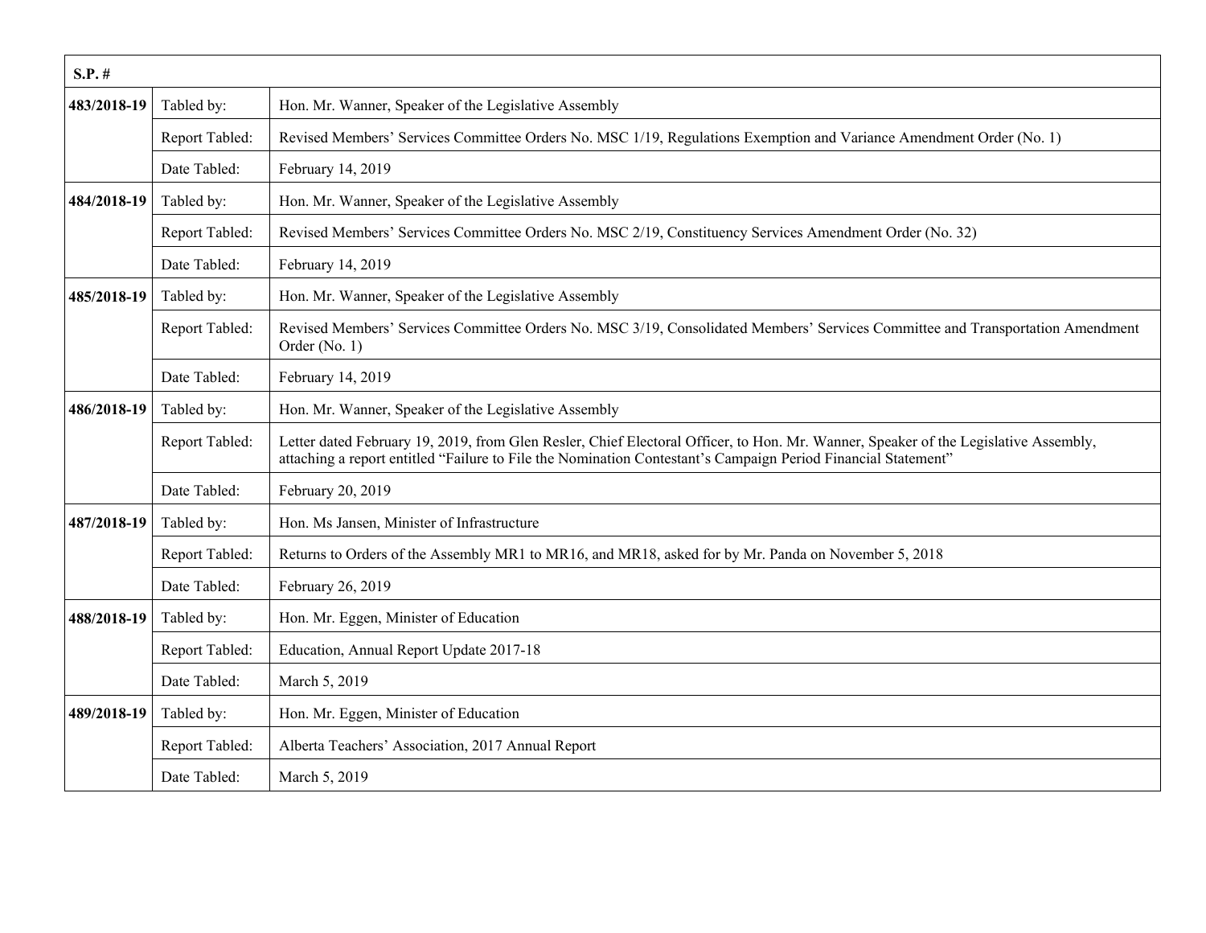| S.P. # | | |
|---|---|---|
| **483/2018-19** | Tabled by: | Hon. Mr. Wanner, Speaker of the Legislative Assembly |
| | Report Tabled: | Revised Members' Services Committee Orders No. MSC 1/19, Regulations Exemption and Variance Amendment Order (No. 1) |
| | Date Tabled: | February 14, 2019 |
| **484/2018-19** | Tabled by: | Hon. Mr. Wanner, Speaker of the Legislative Assembly |
| | Report Tabled: | Revised Members' Services Committee Orders No. MSC 2/19, Constituency Services Amendment Order (No. 32) |
| | Date Tabled: | February 14, 2019 |
| **485/2018-19** | Tabled by: | Hon. Mr. Wanner, Speaker of the Legislative Assembly |
| | Report Tabled: | Revised Members' Services Committee Orders No. MSC 3/19, Consolidated Members' Services Committee and Transportation Amendment Order (No. 1) |
| | Date Tabled: | February 14, 2019 |
| **486/2018-19** | Tabled by: | Hon. Mr. Wanner, Speaker of the Legislative Assembly |
| | Report Tabled: | Letter dated February 19, 2019, from Glen Resler, Chief Electoral Officer, to Hon. Mr. Wanner, Speaker of the Legislative Assembly, attaching a report entitled "Failure to File the Nomination Contestant's Campaign Period Financial Statement" |
| | Date Tabled: | February 20, 2019 |
| **487/2018-19** | Tabled by: | Hon. Ms Jansen, Minister of Infrastructure |
| | Report Tabled: | Returns to Orders of the Assembly MR1 to MR16, and MR18, asked for by Mr. Panda on November 5, 2018 |
| | Date Tabled: | February 26, 2019 |
| **488/2018-19** | Tabled by: | Hon. Mr. Eggen, Minister of Education |
| | Report Tabled: | Education, Annual Report Update 2017-18 |
| | Date Tabled: | March 5, 2019 |
| **489/2018-19** | Tabled by: | Hon. Mr. Eggen, Minister of Education |
| | Report Tabled: | Alberta Teachers' Association, 2017 Annual Report |
| | Date Tabled: | March 5, 2019 |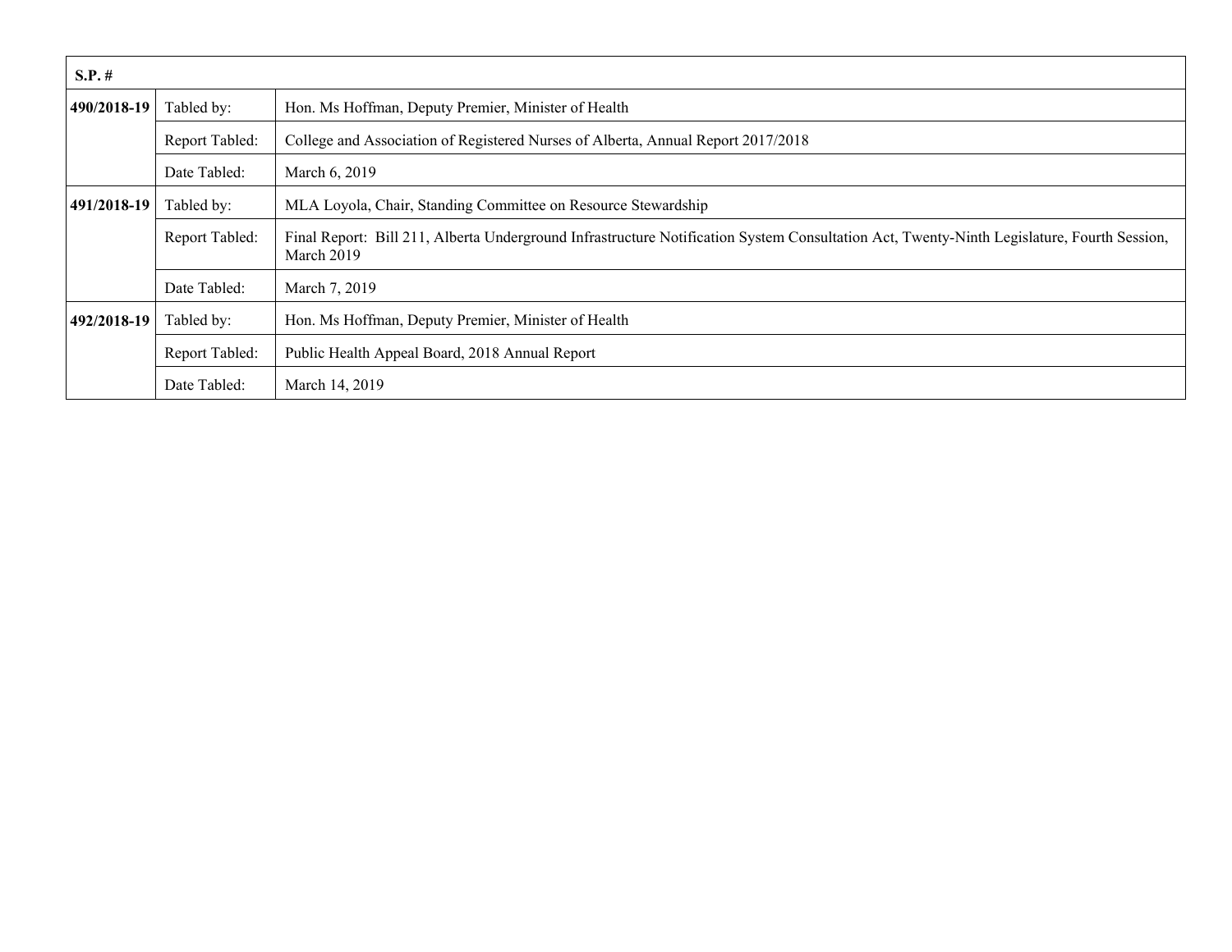| S.P. # | | |
|---|---|---|
| **490/2018-19** | Tabled by: | Hon. Ms Hoffman, Deputy Premier, Minister of Health |
| | Report Tabled: | College and Association of Registered Nurses of Alberta, Annual Report 2017/2018 |
| | Date Tabled: | March 6, 2019 |
| **491/2018-19** | Tabled by: | MLA Loyola, Chair, Standing Committee on Resource Stewardship |
| | Report Tabled: | Final Report: Bill 211, Alberta Underground Infrastructure Notification System Consultation Act, Twenty-Ninth Legislature, Fourth Session, March 2019 |
| | Date Tabled: | March 7, 2019 |
| **492/2018-19** | Tabled by: | Hon. Ms Hoffman, Deputy Premier, Minister of Health |
| | Report Tabled: | Public Health Appeal Board, 2018 Annual Report |
| | Date Tabled: | March 14, 2019 |